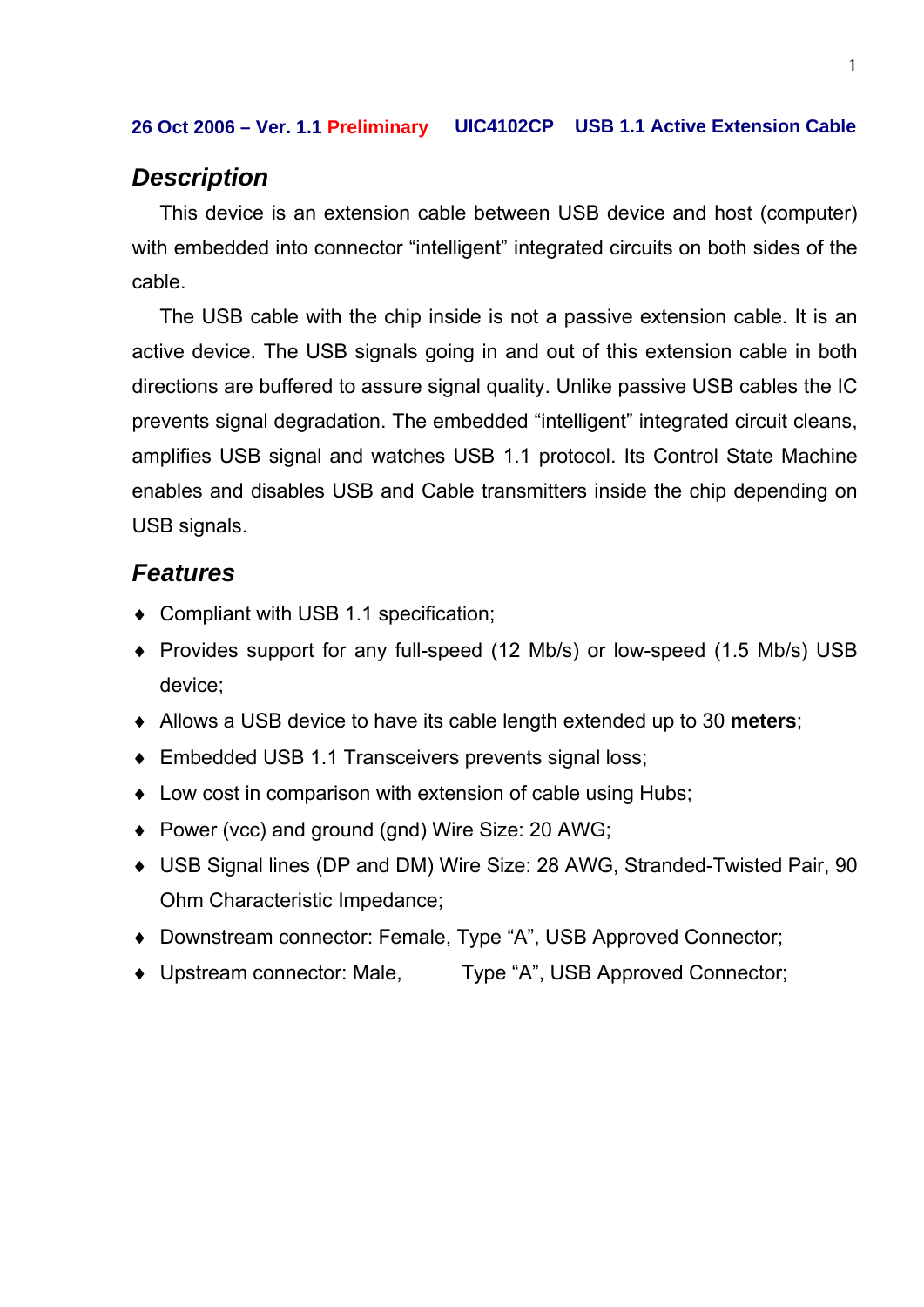**26 Oct 2006 – Ver. 1.1 Preliminary UIC4102CP USB 1.1 Active Extension Cable**

## *Description*

This device is an extension cable between USB device and host (computer) with embedded into connector "intelligent" integrated circuits on both sides of the cable.

The USB cable with the chip inside is not a passive extension cable. It is an active device. The USB signals going in and out of this extension cable in both directions are buffered to assure signal quality. Unlike passive USB cables the IC prevents signal degradation. The embedded "intelligent" integrated circuit cleans, amplifies USB signal and watches USB 1.1 protocol. Its Control State Machine enables and disables USB and Cable transmitters inside the chip depending on USB signals.

## *Features*

- Compliant with USB 1.1 specification;
- Provides support for any full-speed (12 Mb/s) or low-speed (1.5 Mb/s) USB device;
- Allows a USB device to have its cable length extended up to 30 **meters**;
- Embedded USB 1.1 Transceivers prevents signal loss;
- Low cost in comparison with extension of cable using Hubs;
- Power (vcc) and ground (gnd) Wire Size: 20 AWG;
- USB Signal lines (DP and DM) Wire Size: 28 AWG, Stranded-Twisted Pair, 90 Ohm Characteristic Impedance;
- Downstream connector: Female, Type "A", USB Approved Connector;
- Upstream connector: Male, Type "A", USB Approved Connector;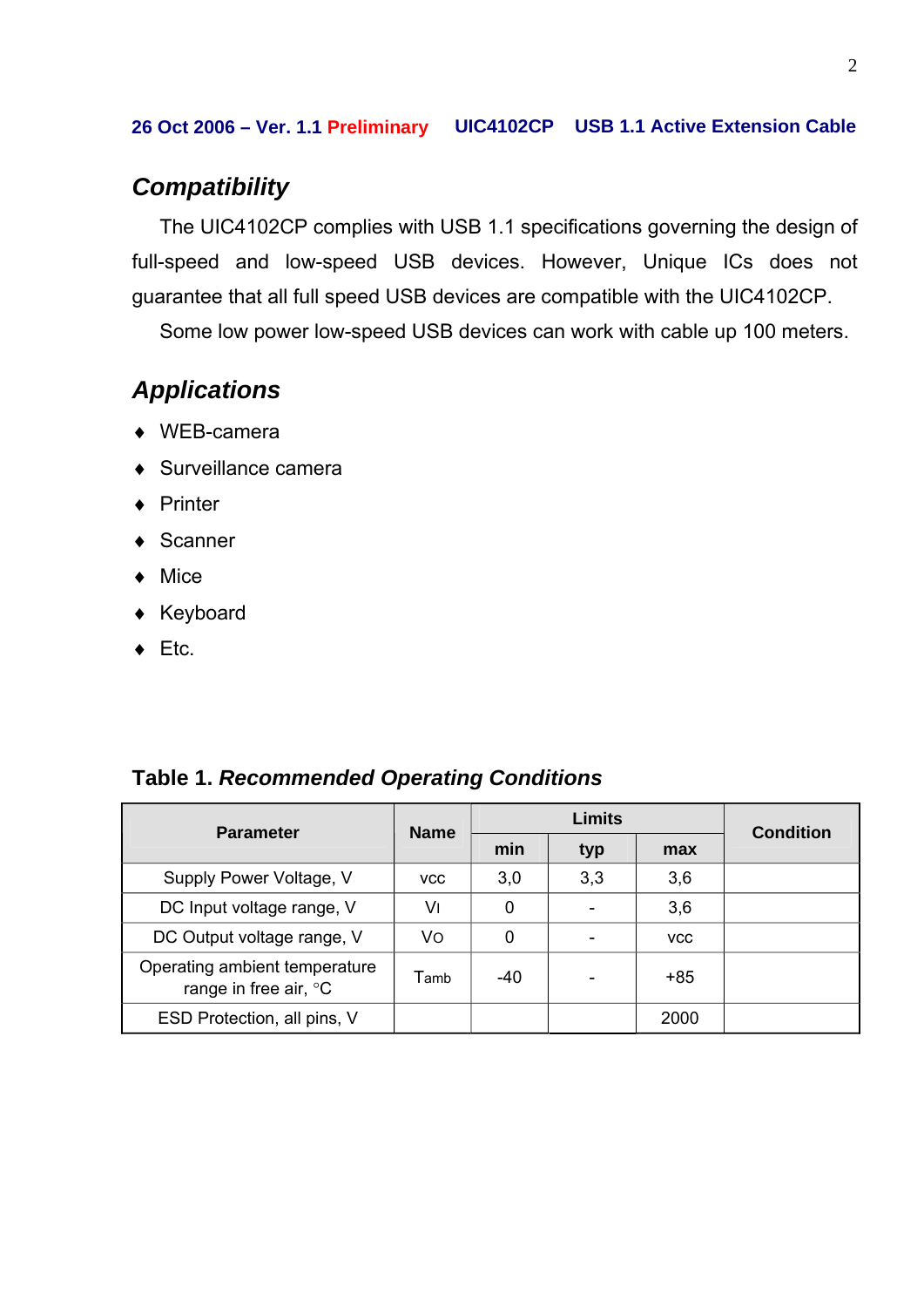## Compatibility

The UIC4102CP complies with USB 1.1 specifications governing the design of full-speed and low-speed USB devices. However, Unique ICs does not guarantee that all full speed USB devices are compatible with the UIC4102CP.

Some low power low-speed USB devices can work with cable up 100 meters.

## Applications

- WEB-camera
- Surveillance camera
- Printer
- Scanner
- Mice
- Keyboard
- Etc.

**Table 1.** ***Recommended Operating Conditions***

| Parameter | Name | Limits | | | Condition |
|---|---|---|---|---|---|
| | | min | typ | max | |
| Supply Power Voltage, V | vcc | 3,0 | 3,3 | 3,6 | |
| DC Input voltage range, V | $V_I$ | 0 | - | 3,6 | |
| DC Output voltage range, V | $V_O$ | 0 | - | vcc | |
| Operating ambient temperature range in free air, °C | $T_{amb}$ | -40 | - | +85 | |
| ESD Protection, all pins, V | | | | 2000 | |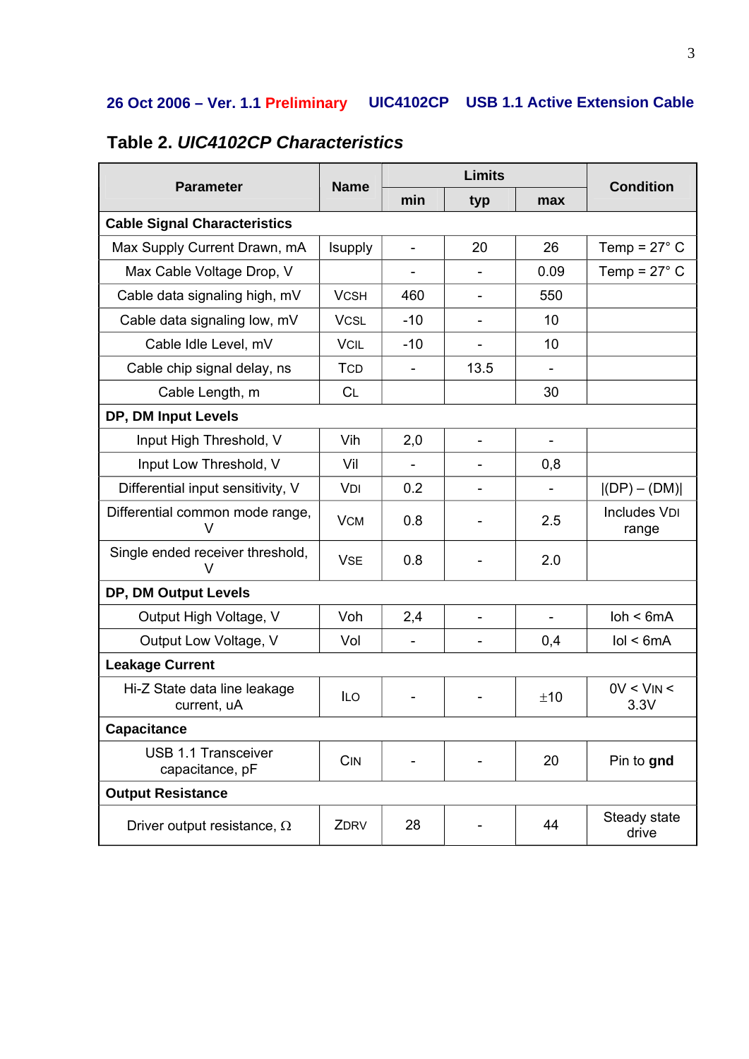## Table 2. *UIC4102CP Characteristics*

| Parameter | Name | Limits | | | Condition |
|---|---|---|---|---|---|
| | | min | typ | max | |
| **Cable Signal Characteristics** | | | | | |
| Max Supply Current Drawn, mA | Isupply | - | 20 | 26 | Temp = 27° C |
| Max Cable Voltage Drop, V | | - | - | 0.09 | Temp = 27° C |
| Cable data signaling high, mV | VCSH | 460 | - | 550 | |
| Cable data signaling low, mV | VCSL | -10 | - | 10 | |
| Cable Idle Level, mV | VCIL | -10 | - | 10 | |
| Cable chip signal delay, ns | TCD | - | 13.5 | - | |
| Cable Length, m | CL | | | 30 | |
| **DP, DM Input Levels** | | | | | |
| Input High Threshold, V | Vih | 2,0 | - | - | |
| Input Low Threshold, V | Vil | - | - | 0,8 | |
| Differential input sensitivity, V | VDI | 0.2 | - | - | \|(DP) – (DM)\| |
| Differential common mode range, V | VCM | 0.8 | - | 2.5 | Includes VDI range |
| Single ended receiver threshold, V | VSE | 0.8 | - | 2.0 | |
| **DP, DM Output Levels** | | | | | |
| Output High Voltage, V | Voh | 2,4 | - | - | Ioh < 6mA |
| Output Low Voltage, V | Vol | - | - | 0,4 | Iol < 6mA |
| **Leakage Current** | | | | | |
| Hi-Z State data line leakage current, uA | ILO | - | - | ±10 | 0V < VIN < 3.3V |
| **Capacitance** | | | | | |
| USB 1.1 Transceiver capacitance, pF | CIN | - | - | 20 | Pin to **gnd** |
| **Output Resistance** | | | | | |
| Driver output resistance, Ω | ZDRV | 28 | - | 44 | Steady state drive |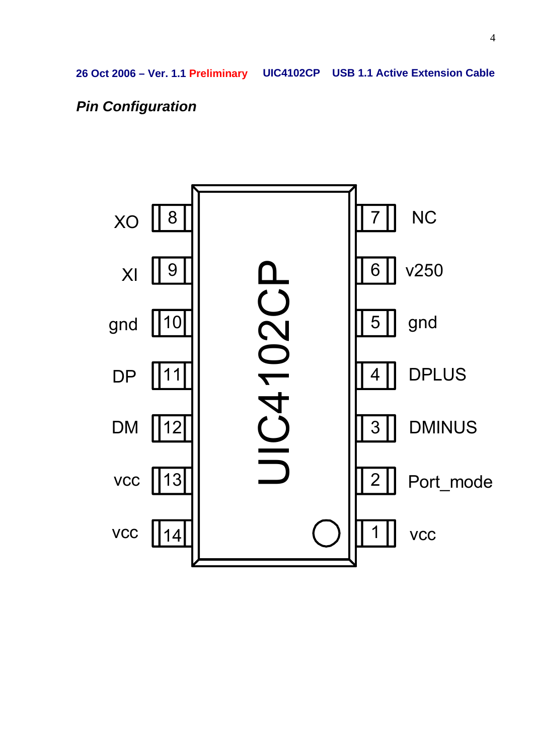## *Pin Configuration*

| Pin | Name | Pin | Name |
|---|---|---|---|
| 1 | vcc | 14 | vcc |
| 2 | Port_mode | 13 | vcc |
| 3 | DMINUS | 12 | DM |
| 4 | DPLUS | 11 | DP |
| 5 | gnd | 10 | gnd |
| 6 | v250 | 9 | XI |
| 7 | NC | 8 | XO |

UIC4102CP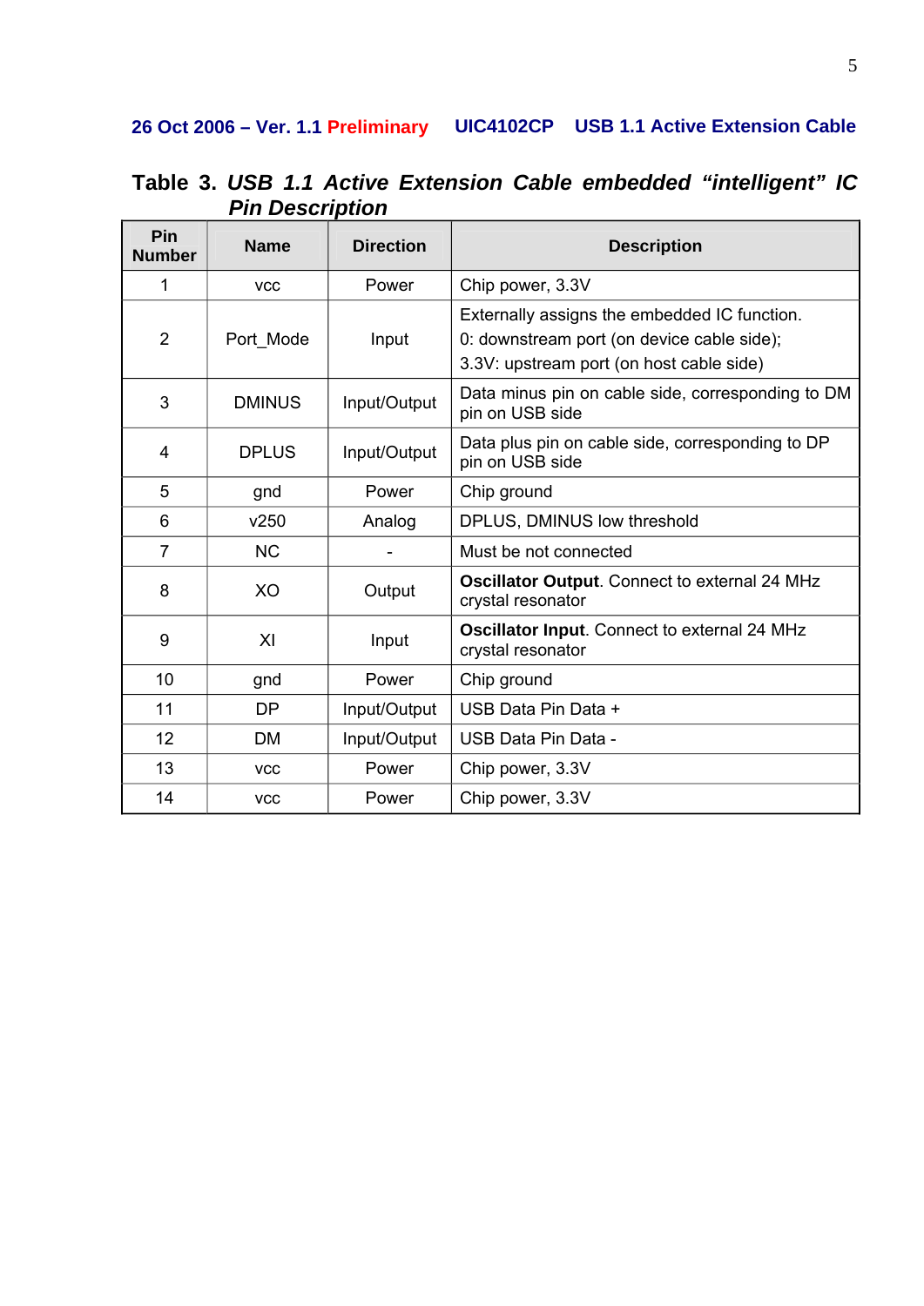**Table 3.** ***USB 1.1 Active Extension Cable embedded "intelligent" IC Pin Description***

| Pin Number | Name | Direction | Description |
|---|---|---|---|
| 1 | vcc | Power | Chip power, 3.3V |
| 2 | Port_Mode | Input | Externally assigns the embedded IC function.<br>0: downstream port (on device cable side);<br>3.3V: upstream port (on host cable side) |
| 3 | DMINUS | Input/Output | Data minus pin on cable side, corresponding to DM pin on USB side |
| 4 | DPLUS | Input/Output | Data plus pin on cable side, corresponding to DP pin on USB side |
| 5 | gnd | Power | Chip ground |
| 6 | v250 | Analog | DPLUS, DMINUS low threshold |
| 7 | NC | - | Must be not connected |
| 8 | XO | Output | **Oscillator Output**. Connect to external 24 MHz crystal resonator |
| 9 | XI | Input | **Oscillator Input**. Connect to external 24 MHz crystal resonator |
| 10 | gnd | Power | Chip ground |
| 11 | DP | Input/Output | USB Data Pin Data + |
| 12 | DM | Input/Output | USB Data Pin Data - |
| 13 | vcc | Power | Chip power, 3.3V |
| 14 | vcc | Power | Chip power, 3.3V |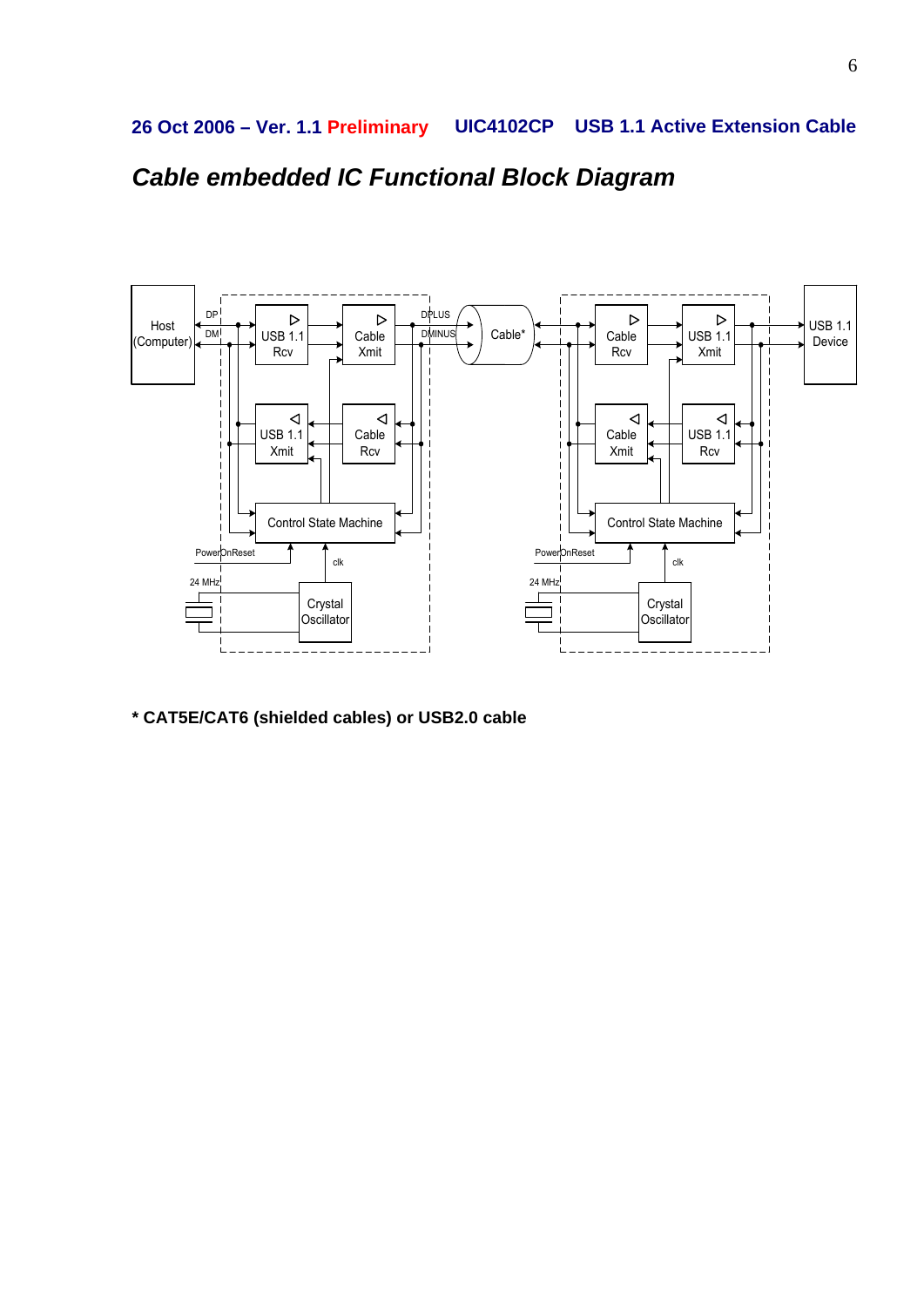## *Cable embedded IC Functional Block Diagram*

**\* CAT5E/CAT6 (shielded cables) or USB2.0 cable**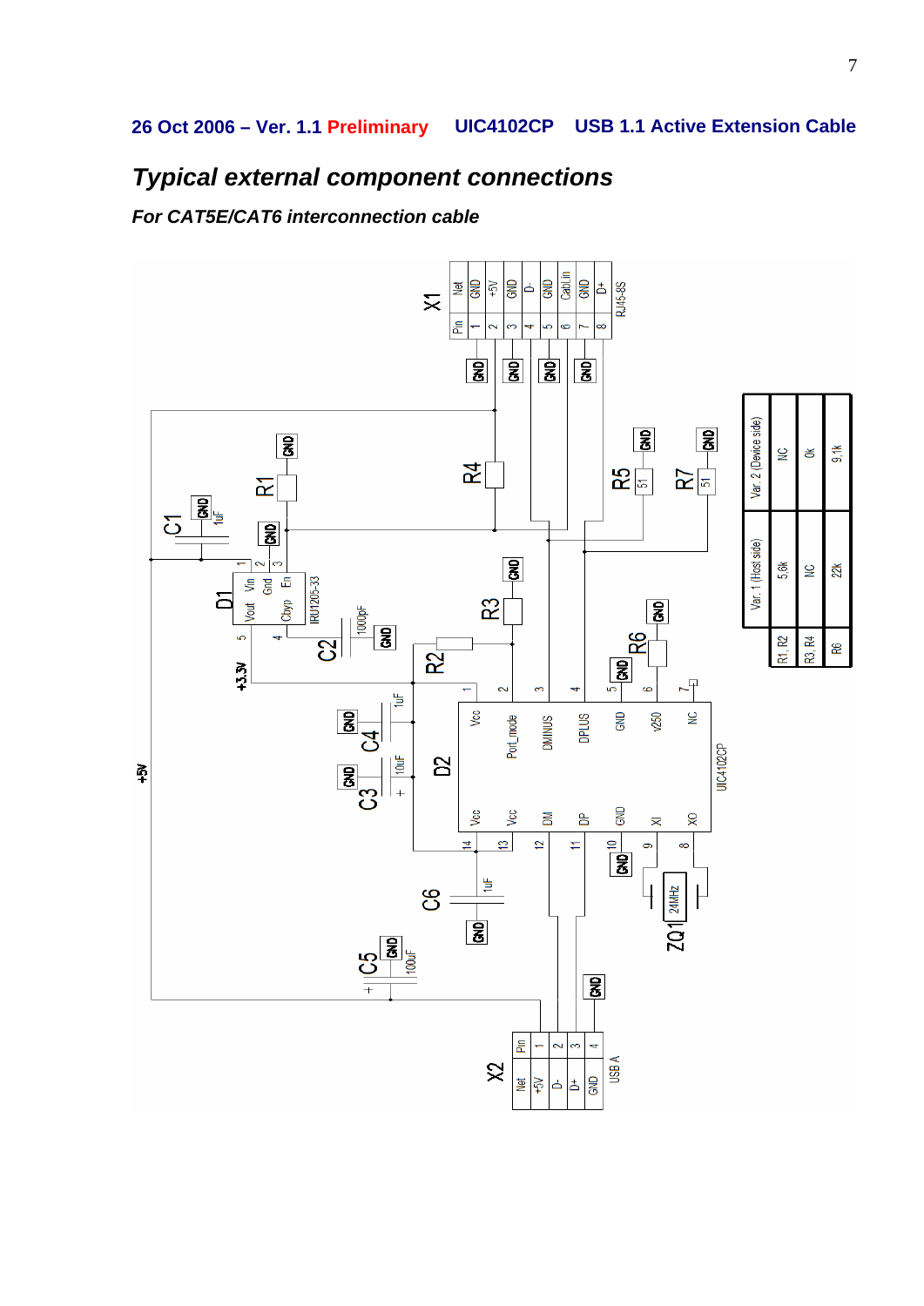**26 Oct 2006 – Ver. 1.1 Preliminary UIC4102CP USB 1.1 Active Extension Cable**

## *Typical external component connections*

### *For CAT5E/CAT6 interconnection cable*

**X1 (RJ45-8S)**

| Pin | Net |
|---|---|
| 1 | GND |
| 2 | +5V |
| 3 | GND |
| 4 | D- |
| 5 | GND |
| 6 | Cabl_in |
| 7 | GND |
| 8 | D+ |

**X2 (USB A)**

| Pin | Net |
|---|---|
| 1 | +5V |
| 2 | D- |
| 3 | D+ |
| 4 | GND |

| | Var. 1 (Host side) | Var. 2 (Device side) |
|---|---|---|
| R1, R2 | 5,6k | NC |
| R3, R4 | NC | 0k |
| R6 | 22k | 9,1k |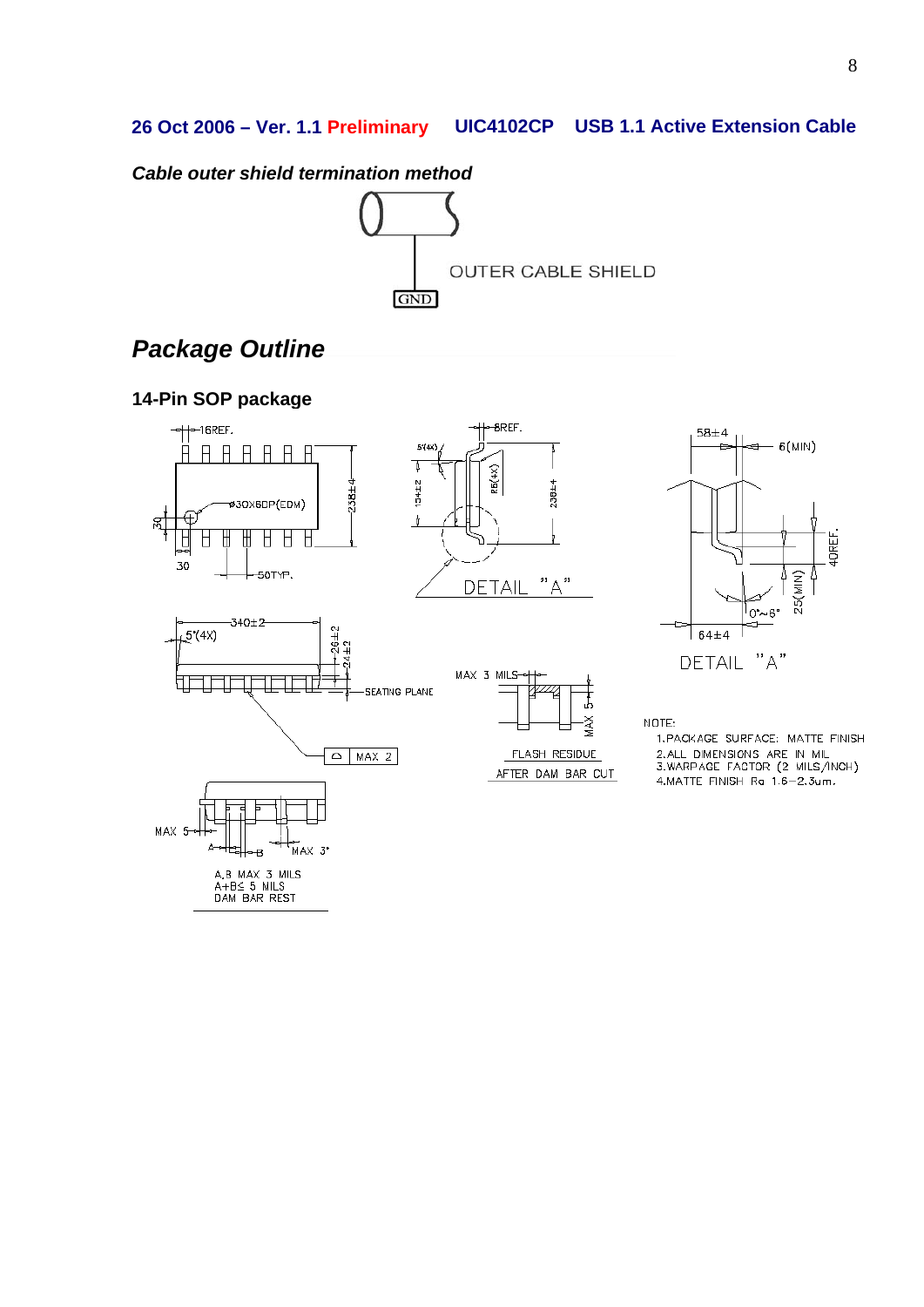### *Cable outer shield termination method*

OUTER CABLE SHIELD

GND

## *Package Outline*

### 14-Pin SOP package

16REF.

ø30X60P(EOM)

30

30

50TYP.

238±4

5°(4X)

8REF.

154±2

R6(4X)

238±4

DETAIL "A"

58±4

6(MIN)

40REF.

25(MIN)

0°~8°

64±4

DETAIL "A"

340±2

5°(4X)

26±2

24±2

SEATING PLANE

MAX 2

MAX 3 MILS

MAX 5

FLASH RESIDUE

AFTER DAM BAR CUT

MAX 5

A

B

MAX 3°

A,B MAX 3 MILS

A+B≤ 5 MILS

DAM BAR REST

NOTE:

1. PACKAGE SURFACE: MATTE FINISH
2. ALL DIMENSIONS ARE IN MIL
3. WARPAGE FACTOR (2 MILS/INCH)
4. MATTE FINISH Ra 1.6–2.3um.